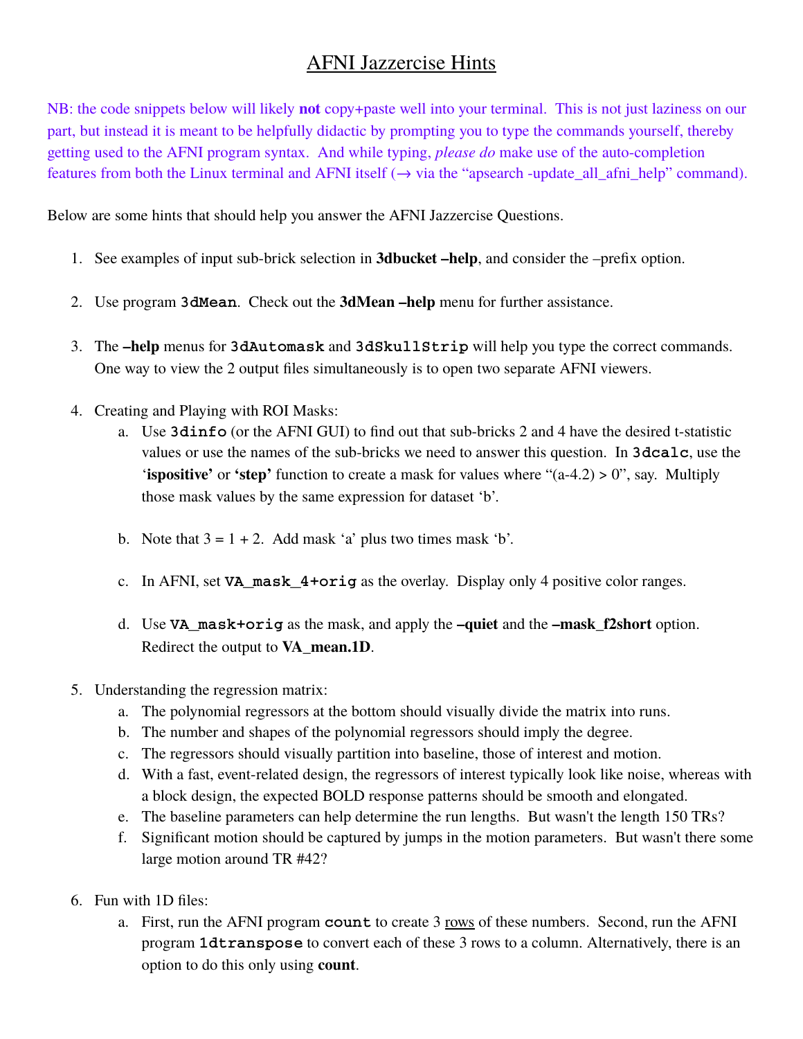# AFNI Jazzercise Hints

NB: the code snippets below will likely **not** copy+paste well into your terminal. This is not just laziness on our part, but instead it is meant to be helpfully didactic by prompting you to type the commands yourself, thereby getting used to the AFNI program syntax. And while typing, *please do* make use of the auto-completion features from both the Linux terminal and AFNI itself (→ via the "apsearch -update_all_afni_help" command).

Below are some hints that should help you answer the AFNI Jazzercise Questions.

1. See examples of input sub-brick selection in **3dbucket –help**, and consider the –prefix option.

2. Use program `3dMean`. Check out the **3dMean –help** menu for further assistance.

3. The **–help** menus for `3dAutomask` and `3dSkullStrip` will help you type the correct commands. One way to view the 2 output files simultaneously is to open two separate AFNI viewers.

4. Creating and Playing with ROI Masks:
   a. Use `3dinfo` (or the AFNI GUI) to find out that sub-bricks 2 and 4 have the desired t-statistic values or use the names of the sub-bricks we need to answer this question. In `3dcalc`, use the '**ispositive**' or '**step**' function to create a mask for values where "(a-4.2) > 0", say. Multiply those mask values by the same expression for dataset 'b'.

   b. Note that 3 = 1 + 2. Add mask 'a' plus two times mask 'b'.

   c. In AFNI, set **`VA_mask_4+orig`** as the overlay. Display only 4 positive color ranges.

   d. Use **`VA_mask+orig`** as the mask, and apply the **–quiet** and the **–mask_f2short** option. Redirect the output to **VA_mean.1D**.

5. Understanding the regression matrix:
   a. The polynomial regressors at the bottom should visually divide the matrix into runs.
   b. The number and shapes of the polynomial regressors should imply the degree.
   c. The regressors should visually partition into baseline, those of interest and motion.
   d. With a fast, event-related design, the regressors of interest typically look like noise, whereas with a block design, the expected BOLD response patterns should be smooth and elongated.
   e. The baseline parameters can help determine the run lengths. But wasn't the length 150 TRs?
   f. Significant motion should be captured by jumps in the motion parameters. But wasn't there some large motion around TR #42?

6. Fun with 1D files:
   a. First, run the AFNI program **`count`** to create 3 <u>rows</u> of these numbers. Second, run the AFNI program **`1dtranspose`** to convert each of these 3 rows to a column. Alternatively, there is an option to do this only using **count**.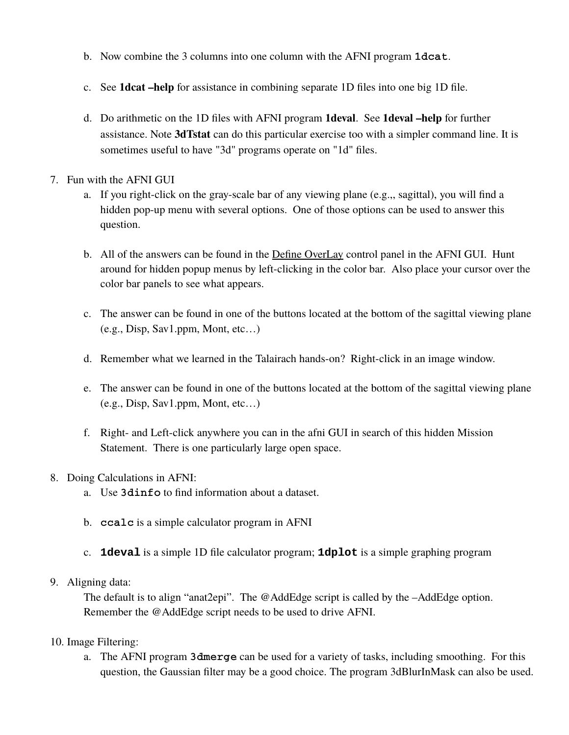b. Now combine the 3 columns into one column with the AFNI program `1dcat`.

c. See **1dcat –help** for assistance in combining separate 1D files into one big 1D file.

d. Do arithmetic on the 1D files with AFNI program **1deval**. See **1deval –help** for further assistance. Note **3dTstat** can do this particular exercise too with a simpler command line. It is sometimes useful to have "3d" programs operate on "1d" files.

7. Fun with the AFNI GUI

   a. If you right-click on the gray-scale bar of any viewing plane (e.g.,, sagittal), you will find a hidden pop-up menu with several options. One of those options can be used to answer this question.

   b. All of the answers can be found in the Define OverLay control panel in the AFNI GUI. Hunt around for hidden popup menus by left-clicking in the color bar. Also place your cursor over the color bar panels to see what appears.

   c. The answer can be found in one of the buttons located at the bottom of the sagittal viewing plane (e.g., Disp, Sav1.ppm, Mont, etc…)

   d. Remember what we learned in the Talairach hands-on? Right-click in an image window.

   e. The answer can be found in one of the buttons located at the bottom of the sagittal viewing plane (e.g., Disp, Sav1.ppm, Mont, etc…)

   f. Right- and Left-click anywhere you can in the afni GUI in search of this hidden Mission Statement. There is one particularly large open space.

8. Doing Calculations in AFNI:

   a. Use `3dinfo` to find information about a dataset.

   b. `ccalc` is a simple calculator program in AFNI

   c. **`1deval`** is a simple 1D file calculator program; **`1dplot`** is a simple graphing program

9. Aligning data:

   The default is to align "anat2epi". The @AddEdge script is called by the –AddEdge option. Remember the @AddEdge script needs to be used to drive AFNI.

10. Image Filtering:

    a. The AFNI program `3dmerge` can be used for a variety of tasks, including smoothing. For this question, the Gaussian filter may be a good choice. The program 3dBlurInMask can also be used.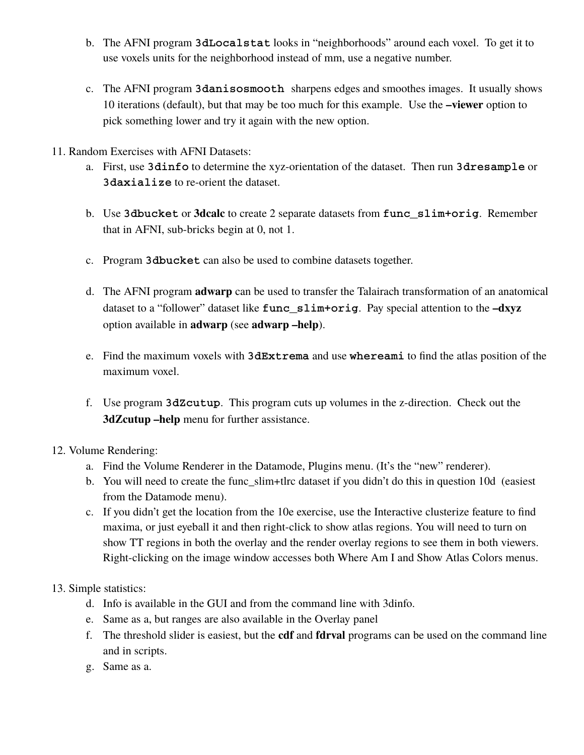b. The AFNI program `3dLocalstat` looks in "neighborhoods" around each voxel. To get it to use voxels units for the neighborhood instead of mm, use a negative number.

c. The AFNI program `3danisosmooth` sharpens edges and smoothes images. It usually shows 10 iterations (default), but that may be too much for this example. Use the **–viewer** option to pick something lower and try it again with the new option.

11. Random Exercises with AFNI Datasets:
    a. First, use `3dinfo` to determine the xyz-orientation of the dataset. Then run `3dresample` or `3daxialize` to re-orient the dataset.

    b. Use `3dbucket` or **3dcalc** to create 2 separate datasets from `func_slim+orig`. Remember that in AFNI, sub-bricks begin at 0, not 1.

    c. Program `3dbucket` can also be used to combine datasets together.

    d. The AFNI program **adwarp** can be used to transfer the Talairach transformation of an anatomical dataset to a "follower" dataset like `func_slim+orig`. Pay special attention to the **–dxyz** option available in **adwarp** (see **adwarp –help**).

    e. Find the maximum voxels with **`3dExtrema`** and use **`whereami`** to find the atlas position of the maximum voxel.

    f. Use program **`3dZcutup`**. This program cuts up volumes in the z-direction. Check out the **3dZcutup –help** menu for further assistance.

12. Volume Rendering:
    a. Find the Volume Renderer in the Datamode, Plugins menu. (It's the "new" renderer).
    b. You will need to create the func_slim+tlrc dataset if you didn't do this in question 10d (easiest from the Datamode menu).
    c. If you didn't get the location from the 10e exercise, use the Interactive clusterize feature to find maxima, or just eyeball it and then right-click to show atlas regions. You will need to turn on show TT regions in both the overlay and the render overlay regions to see them in both viewers. Right-clicking on the image window accesses both Where Am I and Show Atlas Colors menus.

13. Simple statistics:
    d. Info is available in the GUI and from the command line with 3dinfo.
    e. Same as a, but ranges are also available in the Overlay panel
    f. The threshold slider is easiest, but the **cdf** and **fdrval** programs can be used on the command line and in scripts.
    g. Same as a.